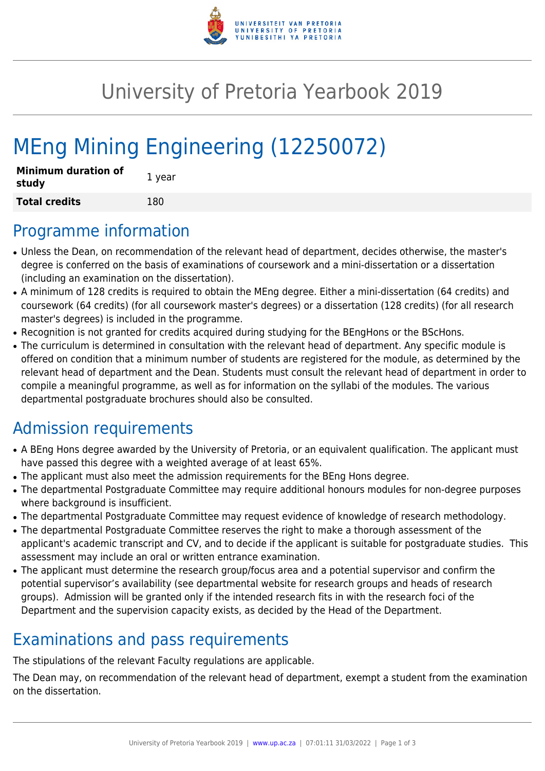# University of Pretoria Yearbook 2019

# MEng Mining Engineering (12250072)

| | |
|---|---|
| **Minimum duration of study** | 1 year |
| **Total credits** | 180 |

## Programme information

- Unless the Dean, on recommendation of the relevant head of department, decides otherwise, the master's degree is conferred on the basis of examinations of coursework and a mini-dissertation or a dissertation (including an examination on the dissertation).
- A minimum of 128 credits is required to obtain the MEng degree. Either a mini-dissertation (64 credits) and coursework (64 credits) (for all coursework master's degrees) or a dissertation (128 credits) (for all research master's degrees) is included in the programme.
- Recognition is not granted for credits acquired during studying for the BEngHons or the BScHons.
- The curriculum is determined in consultation with the relevant head of department. Any specific module is offered on condition that a minimum number of students are registered for the module, as determined by the relevant head of department and the Dean. Students must consult the relevant head of department in order to compile a meaningful programme, as well as for information on the syllabi of the modules. The various departmental postgraduate brochures should also be consulted.

## Admission requirements

- A BEng Hons degree awarded by the University of Pretoria, or an equivalent qualification. The applicant must have passed this degree with a weighted average of at least 65%.
- The applicant must also meet the admission requirements for the BEng Hons degree.
- The departmental Postgraduate Committee may require additional honours modules for non-degree purposes where background is insufficient.
- The departmental Postgraduate Committee may request evidence of knowledge of research methodology.
- The departmental Postgraduate Committee reserves the right to make a thorough assessment of the applicant's academic transcript and CV, and to decide if the applicant is suitable for postgraduate studies. This assessment may include an oral or written entrance examination.
- The applicant must determine the research group/focus area and a potential supervisor and confirm the potential supervisor's availability (see departmental website for research groups and heads of research groups). Admission will be granted only if the intended research fits in with the research foci of the Department and the supervision capacity exists, as decided by the Head of the Department.

## Examinations and pass requirements

The stipulations of the relevant Faculty regulations are applicable.

The Dean may, on recommendation of the relevant head of department, exempt a student from the examination on the dissertation.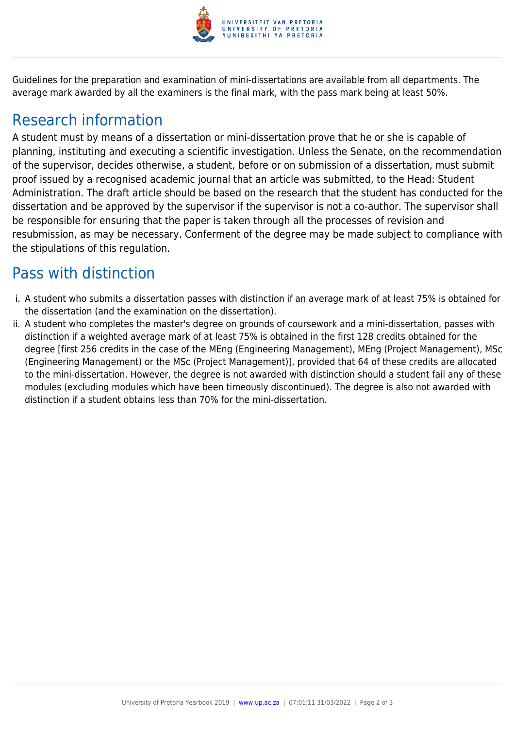Guidelines for the preparation and examination of mini-dissertations are available from all departments. The average mark awarded by all the examiners is the final mark, with the pass mark being at least 50%.

## Research information

A student must by means of a dissertation or mini-dissertation prove that he or she is capable of planning, instituting and executing a scientific investigation. Unless the Senate, on the recommendation of the supervisor, decides otherwise, a student, before or on submission of a dissertation, must submit proof issued by a recognised academic journal that an article was submitted, to the Head: Student Administration. The draft article should be based on the research that the student has conducted for the dissertation and be approved by the supervisor if the supervisor is not a co-author. The supervisor shall be responsible for ensuring that the paper is taken through all the processes of revision and resubmission, as may be necessary. Conferment of the degree may be made subject to compliance with the stipulations of this regulation.

## Pass with distinction

i. A student who submits a dissertation passes with distinction if an average mark of at least 75% is obtained for the dissertation (and the examination on the dissertation).

ii. A student who completes the master's degree on grounds of coursework and a mini-dissertation, passes with distinction if a weighted average mark of at least 75% is obtained in the first 128 credits obtained for the degree [first 256 credits in the case of the MEng (Engineering Management), MEng (Project Management), MSc (Engineering Management) or the MSc (Project Management)], provided that 64 of these credits are allocated to the mini-dissertation. However, the degree is not awarded with distinction should a student fail any of these modules (excluding modules which have been timeously discontinued). The degree is also not awarded with distinction if a student obtains less than 70% for the mini-dissertation.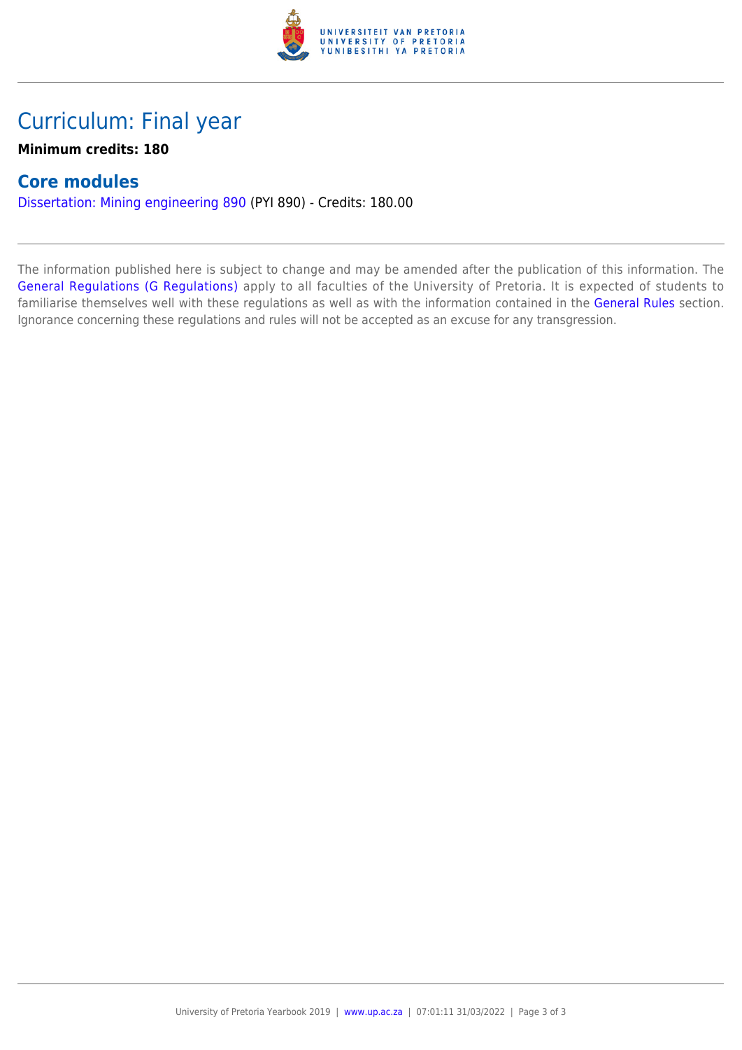## Curriculum: Final year

**Minimum credits: 180**

### Core modules

Dissertation: Mining engineering 890 (PYI 890) - Credits: 180.00

The information published here is subject to change and may be amended after the publication of this information. The General Regulations (G Regulations) apply to all faculties of the University of Pretoria. It is expected of students to familiarise themselves well with these regulations as well as with the information contained in the General Rules section. Ignorance concerning these regulations and rules will not be accepted as an excuse for any transgression.